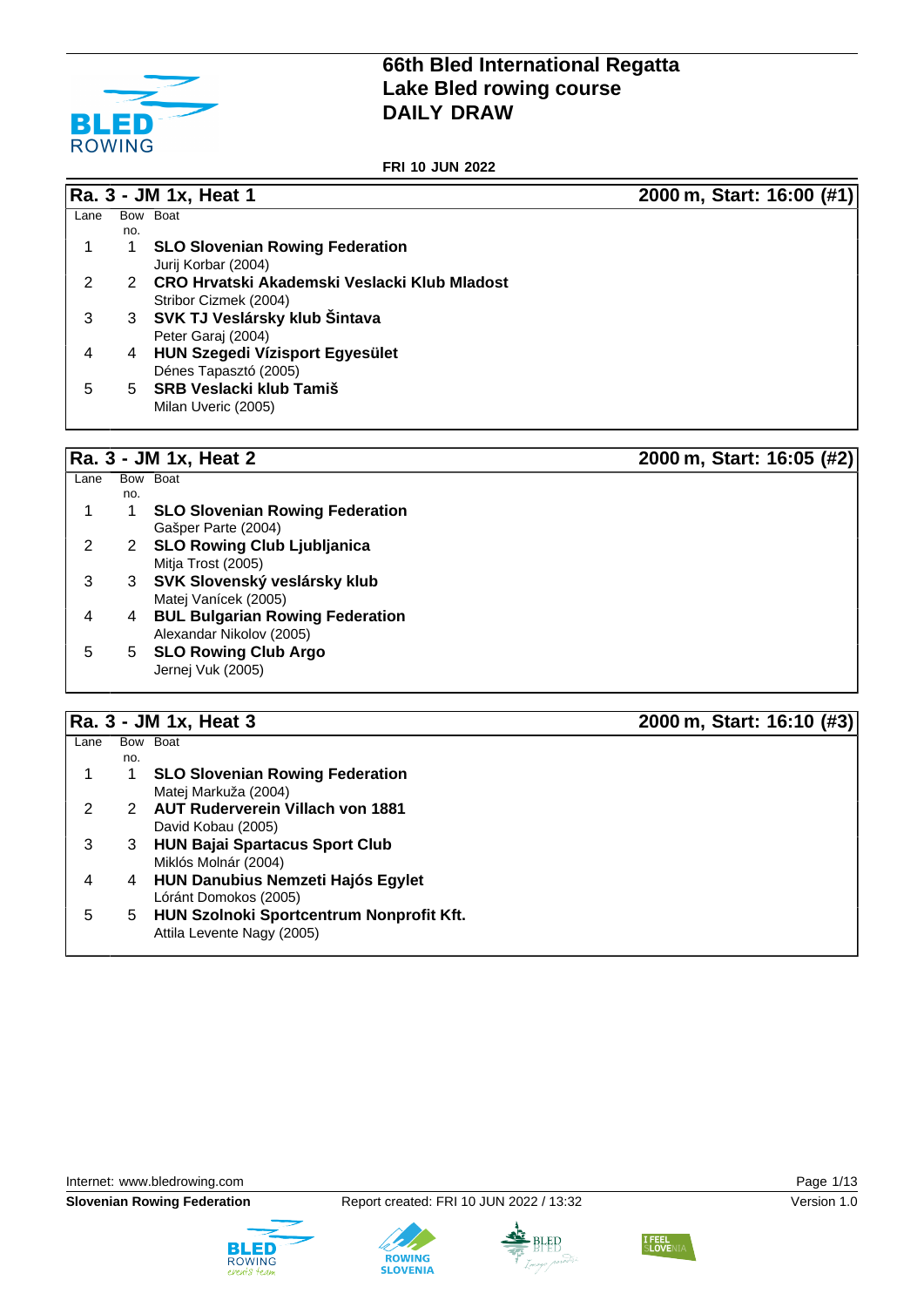# 66th Bled International Regatta
# Lake Bled rowing course
# DAILY DRAW

**FRI 10 JUN 2022**

## Ra. 3 - JM 1x, Heat 1 — 2000 m, Start: 16:00 (#1)

| Lane | Bow no. | Boat |
|---|---|---|
| 1 | 1 | **SLO Slovenian Rowing Federation**<br>Jurij Korbar (2004) |
| 2 | 2 | **CRO Hrvatski Akademski Veslacki Klub Mladost**<br>Stribor Cizmek (2004) |
| 3 | 3 | **SVK TJ Veslársky klub Šintava**<br>Peter Garaj (2004) |
| 4 | 4 | **HUN Szegedi Vízisport Egyesület**<br>Dénes Tapasztó (2005) |
| 5 | 5 | **SRB Veslacki klub Tamiš**<br>Milan Uveric (2005) |

## Ra. 3 - JM 1x, Heat 2 — 2000 m, Start: 16:05 (#2)

| Lane | Bow no. | Boat |
|---|---|---|
| 1 | 1 | **SLO Slovenian Rowing Federation**<br>Gašper Parte (2004) |
| 2 | 2 | **SLO Rowing Club Ljubljanica**<br>Mitja Trost (2005) |
| 3 | 3 | **SVK Slovenský veslársky klub**<br>Matej Vanícek (2005) |
| 4 | 4 | **BUL Bulgarian Rowing Federation**<br>Alexandar Nikolov (2005) |
| 5 | 5 | **SLO Rowing Club Argo**<br>Jernej Vuk (2005) |

## Ra. 3 - JM 1x, Heat 3 — 2000 m, Start: 16:10 (#3)

| Lane | Bow no. | Boat |
|---|---|---|
| 1 | 1 | **SLO Slovenian Rowing Federation**<br>Matej Markuža (2004) |
| 2 | 2 | **AUT Ruderverein Villach von 1881**<br>David Kobau (2005) |
| 3 | 3 | **HUN Bajai Spartacus Sport Club**<br>Miklós Molnár (2004) |
| 4 | 4 | **HUN Danubius Nemzeti Hajós Egylet**<br>Lóránt Domokos (2005) |
| 5 | 5 | **HUN Szolnoki Sportcentrum Nonprofit Kft.**<br>Attila Levente Nagy (2005) |

Internet: www.bledrowing.com

**Slovenian Rowing Federation** — Report created: FRI 10 JUN 2022 / 13:32 — Version 1.0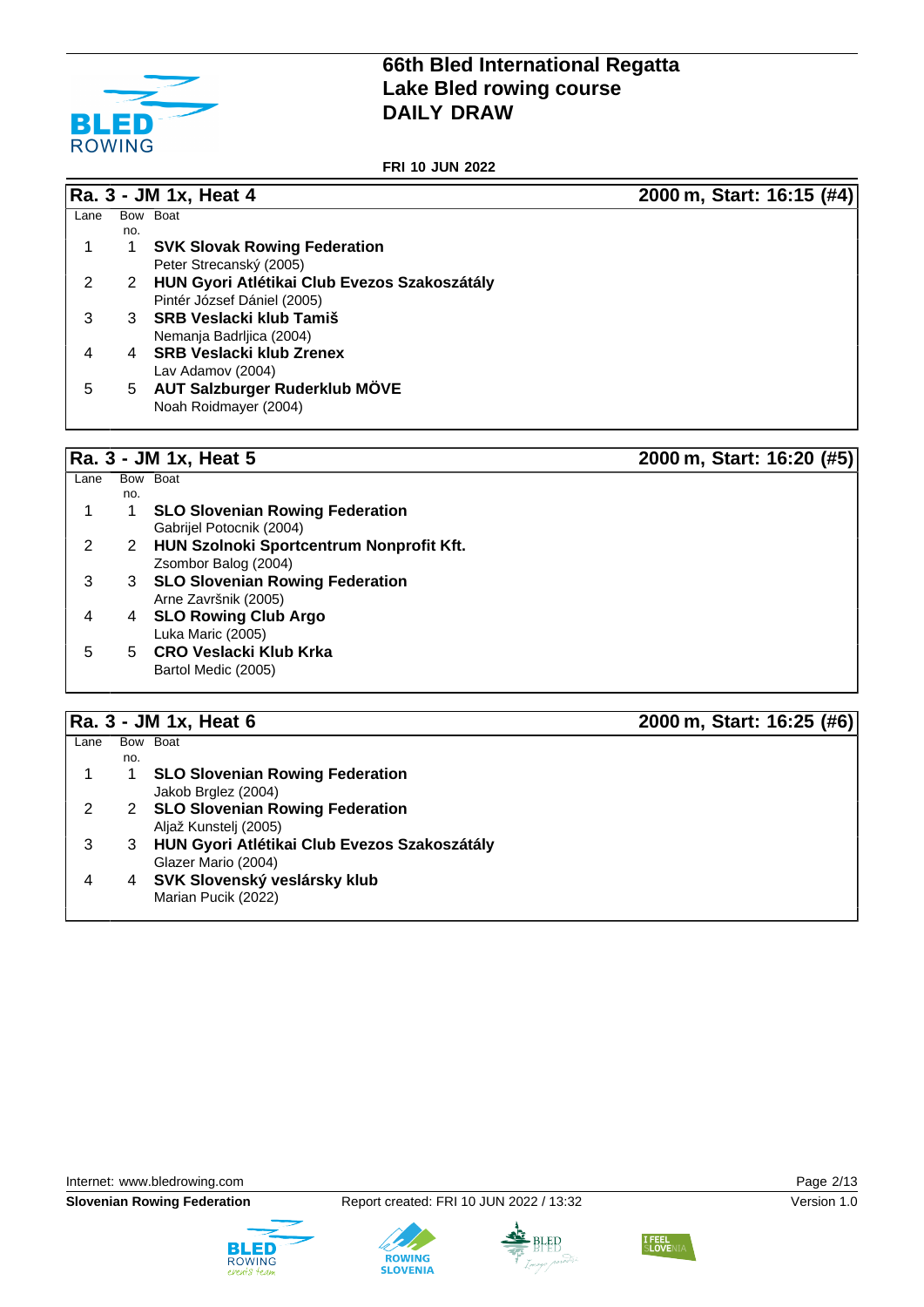# 66th Bled International Regatta
## Lake Bled rowing course
## DAILY DRAW

**FRI 10 JUN 2022**

### Ra. 3 - JM 1x, Heat 4 — 2000 m, Start: 16:15 (#4)

| Lane | Bow no. | Boat |
|---|---|---|
| 1 | 1 | **SVK Slovak Rowing Federation**<br>Peter Strecanský (2005) |
| 2 | 2 | **HUN Gyori Atlétikai Club Evezos Szakoszátály**<br>Pintér József Dániel (2005) |
| 3 | 3 | **SRB Veslacki klub Tamiš**<br>Nemanja Badrljica (2004) |
| 4 | 4 | **SRB Veslacki klub Zrenex**<br>Lav Adamov (2004) |
| 5 | 5 | **AUT Salzburger Ruderklub MÖVE**<br>Noah Roidmayer (2004) |

### Ra. 3 - JM 1x, Heat 5 — 2000 m, Start: 16:20 (#5)

| Lane | Bow no. | Boat |
|---|---|---|
| 1 | 1 | **SLO Slovenian Rowing Federation**<br>Gabrijel Potocnik (2004) |
| 2 | 2 | **HUN Szolnoki Sportcentrum Nonprofit Kft.**<br>Zsombor Balog (2004) |
| 3 | 3 | **SLO Slovenian Rowing Federation**<br>Arne Završnik (2005) |
| 4 | 4 | **SLO Rowing Club Argo**<br>Luka Maric (2005) |
| 5 | 5 | **CRO Veslacki Klub Krka**<br>Bartol Medic (2005) |

### Ra. 3 - JM 1x, Heat 6 — 2000 m, Start: 16:25 (#6)

| Lane | Bow no. | Boat |
|---|---|---|
| 1 | 1 | **SLO Slovenian Rowing Federation**<br>Jakob Brglez (2004) |
| 2 | 2 | **SLO Slovenian Rowing Federation**<br>Aljaž Kunstelj (2005) |
| 3 | 3 | **HUN Gyori Atlétikai Club Evezos Szakoszátály**<br>Glazer Mario (2004) |
| 4 | 4 | **SVK Slovenský veslársky klub**<br>Marian Pucik (2022) |

Internet: www.bledrowing.com

**Slovenian Rowing Federation** — Report created: FRI 10 JUN 2022 / 13:32 — Version 1.0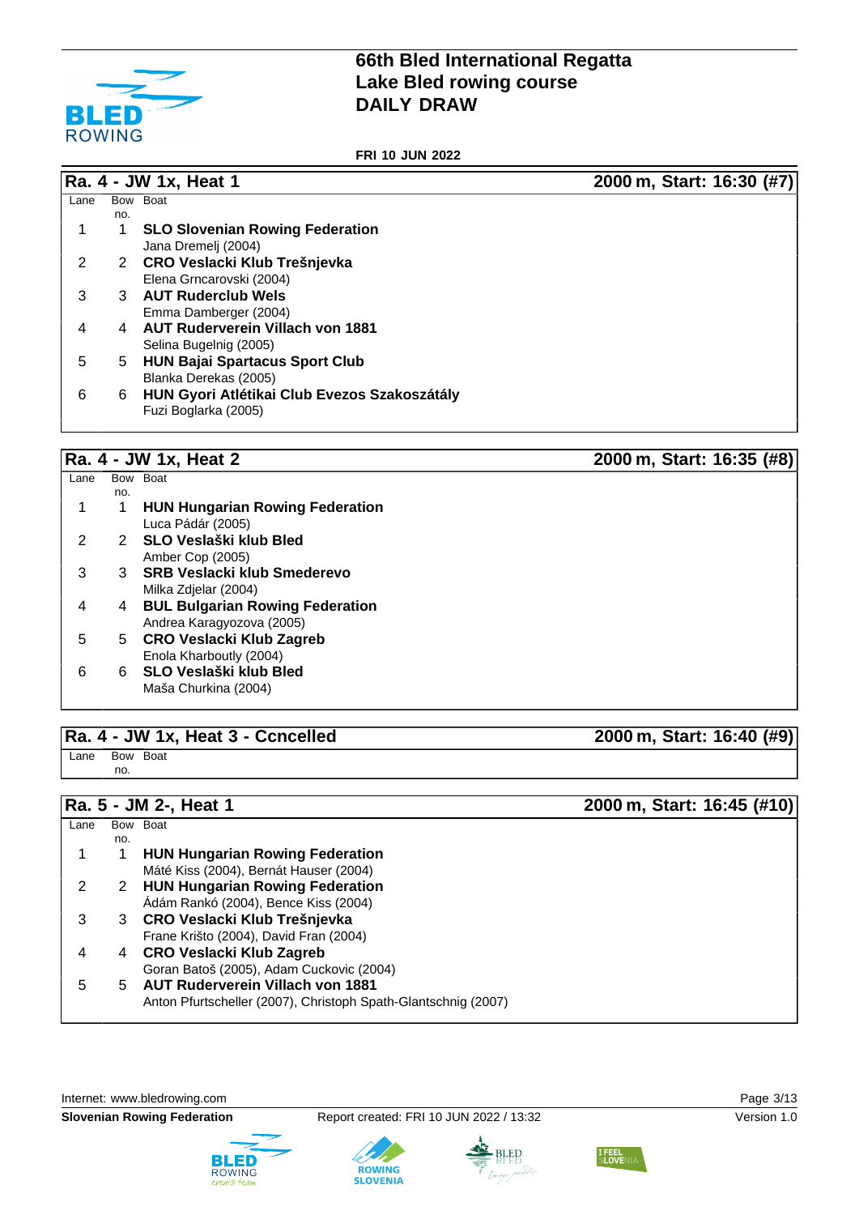# 66th Bled International Regatta
# Lake Bled rowing course
# DAILY DRAW

**FRI 10 JUN 2022**

## Ra. 4 - JW 1x, Heat 1 — 2000 m, Start: 16:30 (#7)

| Lane | Bow no. | Boat |
|---|---|---|
| 1 | 1 | **SLO Slovenian Rowing Federation**<br>Jana Dremelj (2004) |
| 2 | 2 | **CRO Veslacki Klub Trešnjevka**<br>Elena Grncarovski (2004) |
| 3 | 3 | **AUT Ruderclub Wels**<br>Emma Damberger (2004) |
| 4 | 4 | **AUT Ruderverein Villach von 1881**<br>Selina Bugelnig (2005) |
| 5 | 5 | **HUN Bajai Spartacus Sport Club**<br>Blanka Derekas (2005) |
| 6 | 6 | **HUN Gyori Atlétikai Club Evezos Szakoszátály**<br>Fuzi Boglarka (2005) |

## Ra. 4 - JW 1x, Heat 2 — 2000 m, Start: 16:35 (#8)

| Lane | Bow no. | Boat |
|---|---|---|
| 1 | 1 | **HUN Hungarian Rowing Federation**<br>Luca Pádár (2005) |
| 2 | 2 | **SLO Veslaški klub Bled**<br>Amber Cop (2005) |
| 3 | 3 | **SRB Veslacki klub Smederevo**<br>Milka Zdjelar (2004) |
| 4 | 4 | **BUL Bulgarian Rowing Federation**<br>Andrea Karagyozova (2005) |
| 5 | 5 | **CRO Veslacki Klub Zagreb**<br>Enola Kharboutly (2004) |
| 6 | 6 | **SLO Veslaški klub Bled**<br>Maša Churkina (2004) |

## Ra. 4 - JW 1x, Heat 3 - Ccncelled — 2000 m, Start: 16:40 (#9)

| Lane | Bow no. | Boat |
|---|---|---|

## Ra. 5 - JM 2-, Heat 1 — 2000 m, Start: 16:45 (#10)

| Lane | Bow no. | Boat |
|---|---|---|
| 1 | 1 | **HUN Hungarian Rowing Federation**<br>Máté Kiss (2004), Bernát Hauser (2004) |
| 2 | 2 | **HUN Hungarian Rowing Federation**<br>Ádám Rankó (2004), Bence Kiss (2004) |
| 3 | 3 | **CRO Veslacki Klub Trešnjevka**<br>Frane Krišto (2004), David Fran (2004) |
| 4 | 4 | **CRO Veslacki Klub Zagreb**<br>Goran Batoš (2005), Adam Cuckovic (2004) |
| 5 | 5 | **AUT Ruderverein Villach von 1881**<br>Anton Pfurtscheller (2007), Christoph Spath-Glantschnig (2007) |

Internet: www.bledrowing.com

**Slovenian Rowing Federation** — Report created: FRI 10 JUN 2022 / 13:32 — Version 1.0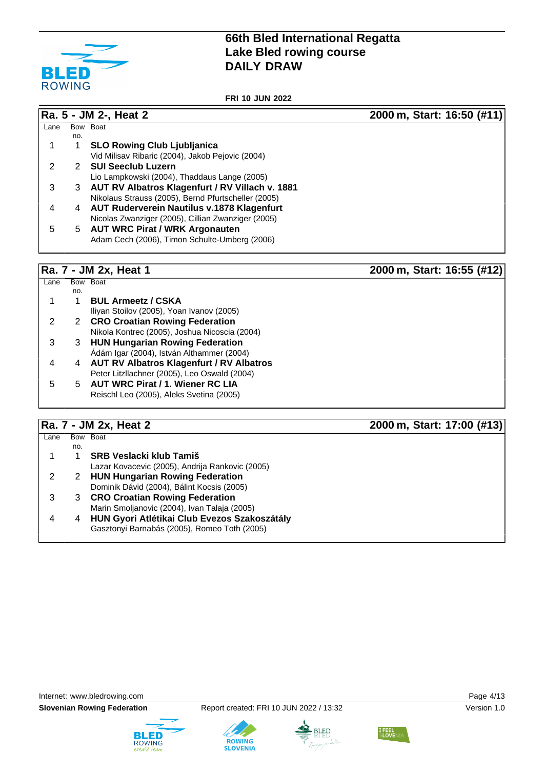# 66th Bled International Regatta
# Lake Bled rowing course
# DAILY DRAW

**FRI 10 JUN 2022**

## Ra. 5 - JM 2-, Heat 2 — 2000 m, Start: 16:50 (#11)

| Lane | Bow no. | Boat |
|---|---|---|
| 1 | 1 | **SLO Rowing Club Ljubljanica**<br>Vid Milisav Ribaric (2004), Jakob Pejovic (2004) |
| 2 | 2 | **SUI Seeclub Luzern**<br>Lio Lampkowski (2004), Thaddaus Lange (2005) |
| 3 | 3 | **AUT RV Albatros Klagenfurt / RV Villach v. 1881**<br>Nikolaus Strauss (2005), Bernd Pfurtscheller (2005) |
| 4 | 4 | **AUT Ruderverein Nautilus v.1878 Klagenfurt**<br>Nicolas Zwanziger (2005), Cillian Zwanziger (2005) |
| 5 | 5 | **AUT WRC Pirat / WRK Argonauten**<br>Adam Cech (2006), Timon Schulte-Umberg (2006) |

## Ra. 7 - JM 2x, Heat 1 — 2000 m, Start: 16:55 (#12)

| Lane | Bow no. | Boat |
|---|---|---|
| 1 | 1 | **BUL Armeetz / CSKA**<br>Iliyan Stoilov (2005), Yoan Ivanov (2005) |
| 2 | 2 | **CRO Croatian Rowing Federation**<br>Nikola Kontrec (2005), Joshua Nicoscia (2004) |
| 3 | 3 | **HUN Hungarian Rowing Federation**<br>Ádám Igar (2004), István Althammer (2004) |
| 4 | 4 | **AUT RV Albatros Klagenfurt / RV Albatros**<br>Peter Litzllachner (2005), Leo Oswald (2004) |
| 5 | 5 | **AUT WRC Pirat / 1. Wiener RC LIA**<br>Reischl Leo (2005), Aleks Svetina (2005) |

## Ra. 7 - JM 2x, Heat 2 — 2000 m, Start: 17:00 (#13)

| Lane | Bow no. | Boat |
|---|---|---|
| 1 | 1 | **SRB Veslacki klub Tamiš**<br>Lazar Kovacevic (2005), Andrija Rankovic (2005) |
| 2 | 2 | **HUN Hungarian Rowing Federation**<br>Dominik Dávid (2004), Bálint Kocsis (2005) |
| 3 | 3 | **CRO Croatian Rowing Federation**<br>Marin Smoljanovic (2004), Ivan Talaja (2005) |
| 4 | 4 | **HUN Gyori Atlétikai Club Evezos Szakoszátály**<br>Gasztonyi Barnabás (2005), Romeo Toth (2005) |

Internet: www.bledrowing.com

**Slovenian Rowing Federation** — Report created: FRI 10 JUN 2022 / 13:32 — Version 1.0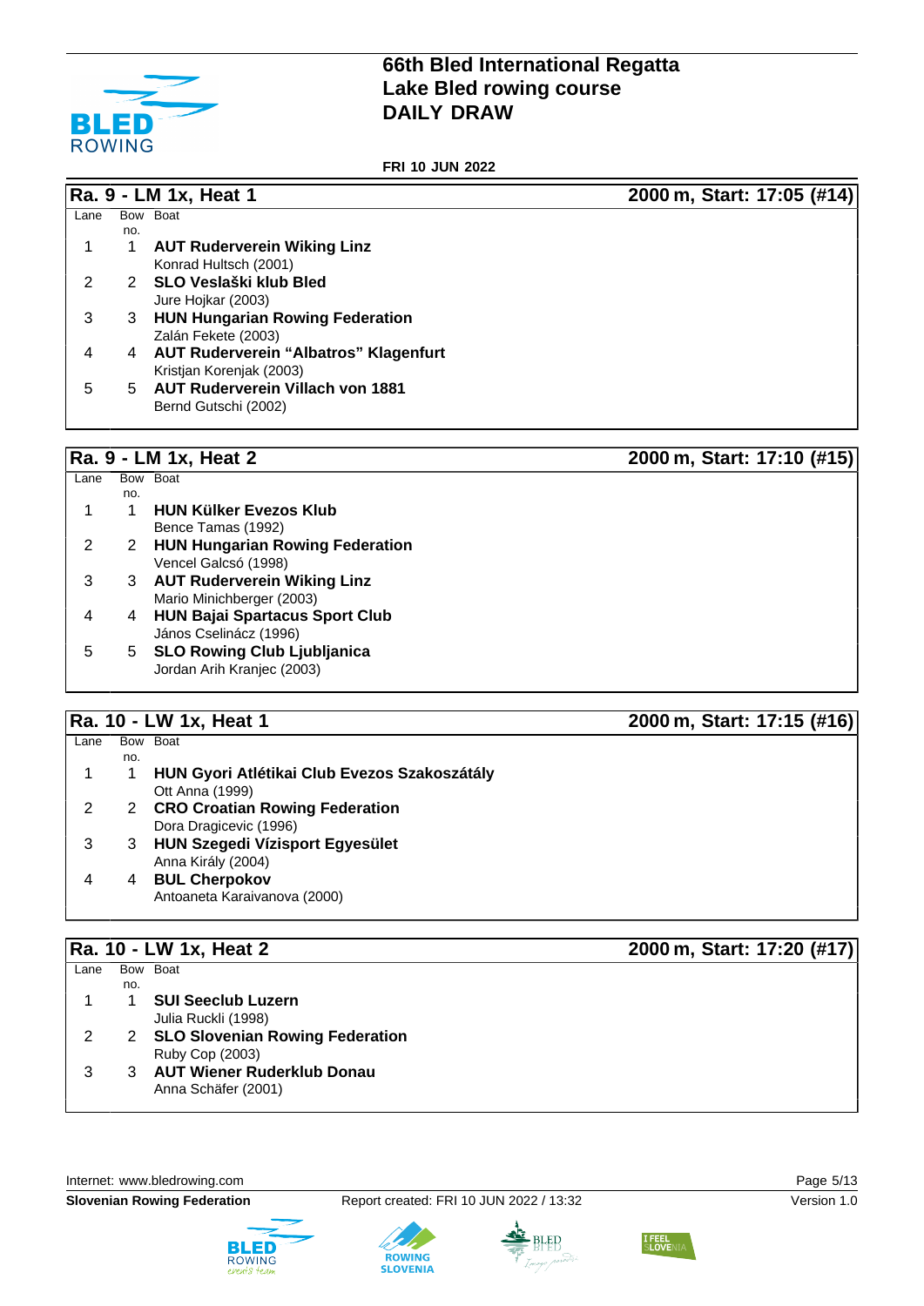# 66th Bled International Regatta
# Lake Bled rowing course
# DAILY DRAW

**FRI 10 JUN 2022**

## Ra. 9 - LM 1x, Heat 1 — 2000 m, Start: 17:05 (#14)

| Lane | Bow no. | Boat |
|---|---|---|
| 1 | 1 | **AUT Ruderverein Wiking Linz**<br>Konrad Hultsch (2001) |
| 2 | 2 | **SLO Veslaški klub Bled**<br>Jure Hojkar (2003) |
| 3 | 3 | **HUN Hungarian Rowing Federation**<br>Zalán Fekete (2003) |
| 4 | 4 | **AUT Ruderverein “Albatros” Klagenfurt**<br>Kristjan Korenjak (2003) |
| 5 | 5 | **AUT Ruderverein Villach von 1881**<br>Bernd Gutschi (2002) |

## Ra. 9 - LM 1x, Heat 2 — 2000 m, Start: 17:10 (#15)

| Lane | Bow no. | Boat |
|---|---|---|
| 1 | 1 | **HUN Külker Evezos Klub**<br>Bence Tamas (1992) |
| 2 | 2 | **HUN Hungarian Rowing Federation**<br>Vencel Galcsó (1998) |
| 3 | 3 | **AUT Ruderverein Wiking Linz**<br>Mario Minichberger (2003) |
| 4 | 4 | **HUN Bajai Spartacus Sport Club**<br>János Cselinácz (1996) |
| 5 | 5 | **SLO Rowing Club Ljubljanica**<br>Jordan Arih Kranjec (2003) |

## Ra. 10 - LW 1x, Heat 1 — 2000 m, Start: 17:15 (#16)

| Lane | Bow no. | Boat |
|---|---|---|
| 1 | 1 | **HUN Gyori Atlétikai Club Evezos Szakoszátály**<br>Ott Anna (1999) |
| 2 | 2 | **CRO Croatian Rowing Federation**<br>Dora Dragicevic (1996) |
| 3 | 3 | **HUN Szegedi Vízisport Egyesület**<br>Anna Király (2004) |
| 4 | 4 | **BUL Cherpokov**<br>Antoaneta Karaivanova (2000) |

## Ra. 10 - LW 1x, Heat 2 — 2000 m, Start: 17:20 (#17)

| Lane | Bow no. | Boat |
|---|---|---|
| 1 | 1 | **SUI Seeclub Luzern**<br>Julia Ruckli (1998) |
| 2 | 2 | **SLO Slovenian Rowing Federation**<br>Ruby Cop (2003) |
| 3 | 3 | **AUT Wiener Ruderklub Donau**<br>Anna Schäfer (2001) |

Internet: www.bledrowing.com

**Slovenian Rowing Federation** — Report created: FRI 10 JUN 2022 / 13:32 — Version 1.0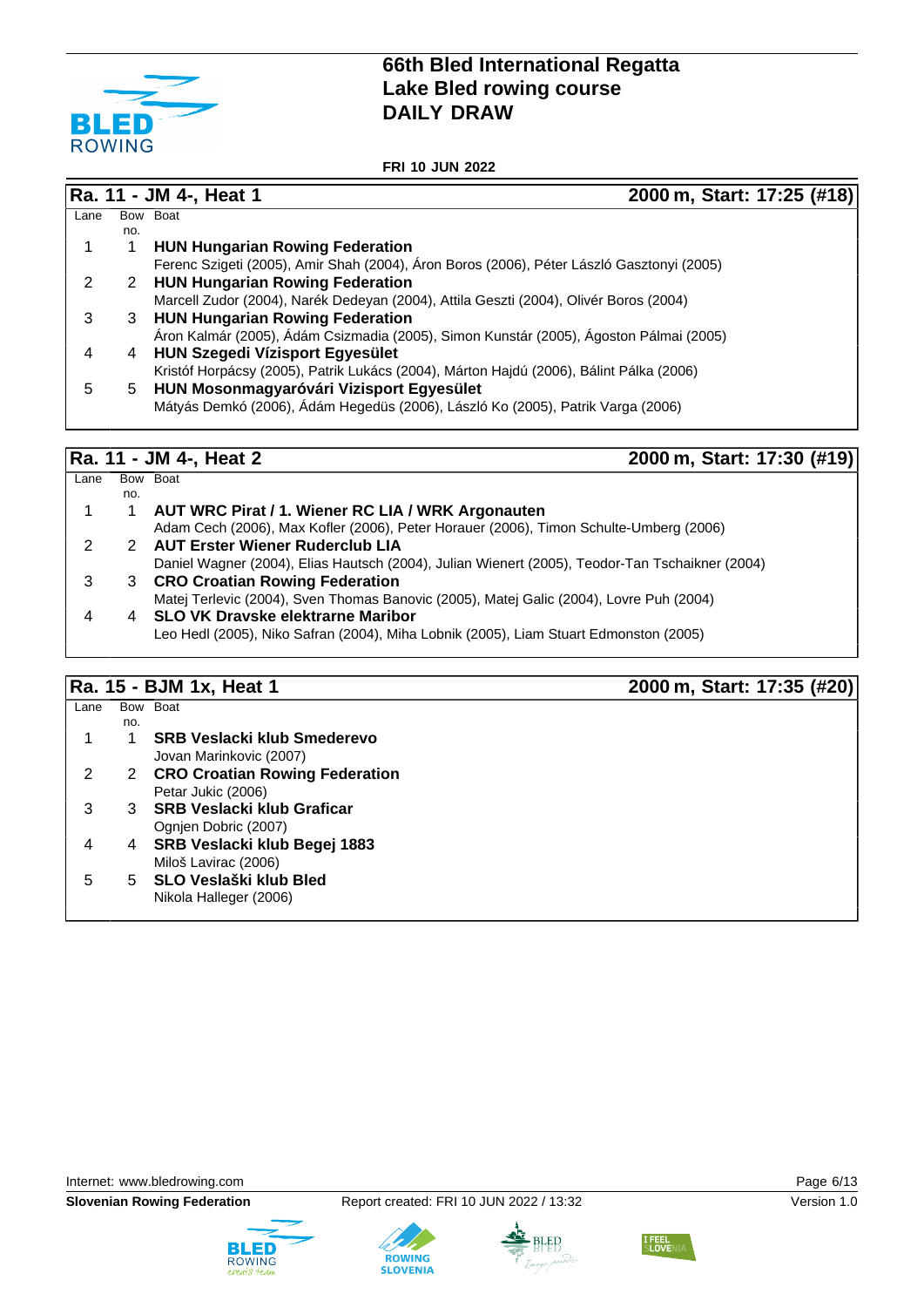# 66th Bled International Regatta
# Lake Bled rowing course
# DAILY DRAW

**FRI 10 JUN 2022**

## Ra. 11 - JM 4-, Heat 1 — 2000 m, Start: 17:25 (#18)

| Lane | Bow no. | Boat |
|---|---|---|
| 1 | 1 | **HUN Hungarian Rowing Federation**<br>Ferenc Szigeti (2005), Amir Shah (2004), Áron Boros (2006), Péter László Gasztonyi (2005) |
| 2 | 2 | **HUN Hungarian Rowing Federation**<br>Marcell Zudor (2004), Narék Dedeyan (2004), Attila Geszti (2004), Olivér Boros (2004) |
| 3 | 3 | **HUN Hungarian Rowing Federation**<br>Áron Kalmár (2005), Ádám Csizmadia (2005), Simon Kunstár (2005), Ágoston Pálmai (2005) |
| 4 | 4 | **HUN Szegedi Vízisport Egyesület**<br>Kristóf Horpácsy (2005), Patrik Lukács (2004), Márton Hajdú (2006), Bálint Pálka (2006) |
| 5 | 5 | **HUN Mosonmagyaróvári Vizisport Egyesület**<br>Mátyás Demkó (2006), Ádám Hegedüs (2006), László Ko (2005), Patrik Varga (2006) |

## Ra. 11 - JM 4-, Heat 2 — 2000 m, Start: 17:30 (#19)

| Lane | Bow no. | Boat |
|---|---|---|
| 1 | 1 | **AUT WRC Pirat / 1. Wiener RC LIA / WRK Argonauten**<br>Adam Cech (2006), Max Kofler (2006), Peter Horauer (2006), Timon Schulte-Umberg (2006) |
| 2 | 2 | **AUT Erster Wiener Ruderclub LIA**<br>Daniel Wagner (2004), Elias Hautsch (2004), Julian Wienert (2005), Teodor-Tan Tschaikner (2004) |
| 3 | 3 | **CRO Croatian Rowing Federation**<br>Matej Terlevic (2004), Sven Thomas Banovic (2005), Matej Galic (2004), Lovre Puh (2004) |
| 4 | 4 | **SLO VK Dravske elektrarne Maribor**<br>Leo Hedl (2005), Niko Safran (2004), Miha Lobnik (2005), Liam Stuart Edmonston (2005) |

## Ra. 15 - BJM 1x, Heat 1 — 2000 m, Start: 17:35 (#20)

| Lane | Bow no. | Boat |
|---|---|---|
| 1 | 1 | **SRB Veslacki klub Smederevo**<br>Jovan Marinkovic (2007) |
| 2 | 2 | **CRO Croatian Rowing Federation**<br>Petar Jukic (2006) |
| 3 | 3 | **SRB Veslacki klub Graficar**<br>Ognjen Dobric (2007) |
| 4 | 4 | **SRB Veslacki klub Begej 1883**<br>Miloš Lavirac (2006) |
| 5 | 5 | **SLO Veslaški klub Bled**<br>Nikola Hallleger (2006) |

Internet: www.bledrowing.com

**Slovenian Rowing Federation** — Report created: FRI 10 JUN 2022 / 13:32 — Version 1.0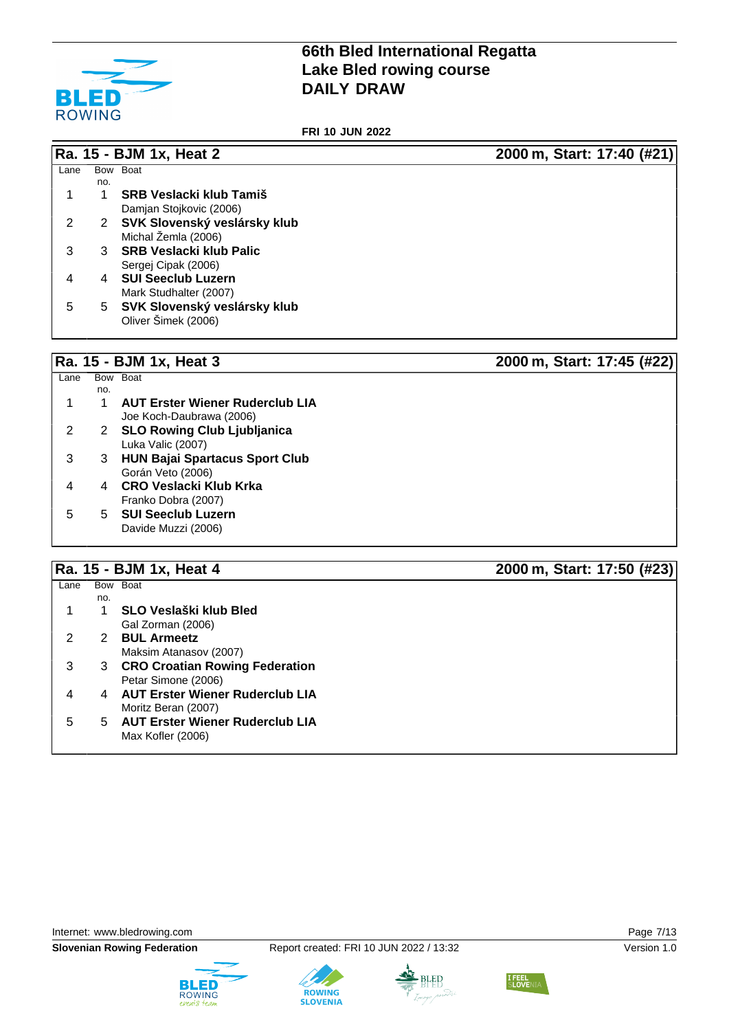# 66th Bled International Regatta
# Lake Bled rowing course
# DAILY DRAW

**FRI 10 JUN 2022**

## Ra. 15 - BJM 1x, Heat 2

**2000 m, Start: 17:40 (#21)**

| Lane | Bow no. | Boat |
|---|---|---|
| 1 | 1 | **SRB Veslacki klub Tamiš**<br>Damjan Stojkovic (2006) |
| 2 | 2 | **SVK Slovenský veslársky klub**<br>Michal Žemla (2006) |
| 3 | 3 | **SRB Veslacki klub Palic**<br>Sergej Cipak (2006) |
| 4 | 4 | **SUI Seeclub Luzern**<br>Mark Studhalter (2007) |
| 5 | 5 | **SVK Slovenský veslársky klub**<br>Oliver Šimek (2006) |

## Ra. 15 - BJM 1x, Heat 3

**2000 m, Start: 17:45 (#22)**

| Lane | Bow no. | Boat |
|---|---|---|
| 1 | 1 | **AUT Erster Wiener Ruderclub LIA**<br>Joe Koch-Daubrawa (2006) |
| 2 | 2 | **SLO Rowing Club Ljubljanica**<br>Luka Valic (2007) |
| 3 | 3 | **HUN Bajai Spartacus Sport Club**<br>Gorán Veto (2006) |
| 4 | 4 | **CRO Veslacki Klub Krka**<br>Franko Dobra (2007) |
| 5 | 5 | **SUI Seeclub Luzern**<br>Davide Muzzi (2006) |

## Ra. 15 - BJM 1x, Heat 4

**2000 m, Start: 17:50 (#23)**

| Lane | Bow no. | Boat |
|---|---|---|
| 1 | 1 | **SLO Veslaški klub Bled**<br>Gal Zorman (2006) |
| 2 | 2 | **BUL Armeetz**<br>Maksim Atanasov (2007) |
| 3 | 3 | **CRO Croatian Rowing Federation**<br>Petar Simone (2006) |
| 4 | 4 | **AUT Erster Wiener Ruderclub LIA**<br>Moritz Beran (2007) |
| 5 | 5 | **AUT Erster Wiener Ruderclub LIA**<br>Max Kofler (2006) |

Internet: www.bledrowing.com

**Slovenian Rowing Federation** Report created: FRI 10 JUN 2022 / 13:32 Version 1.0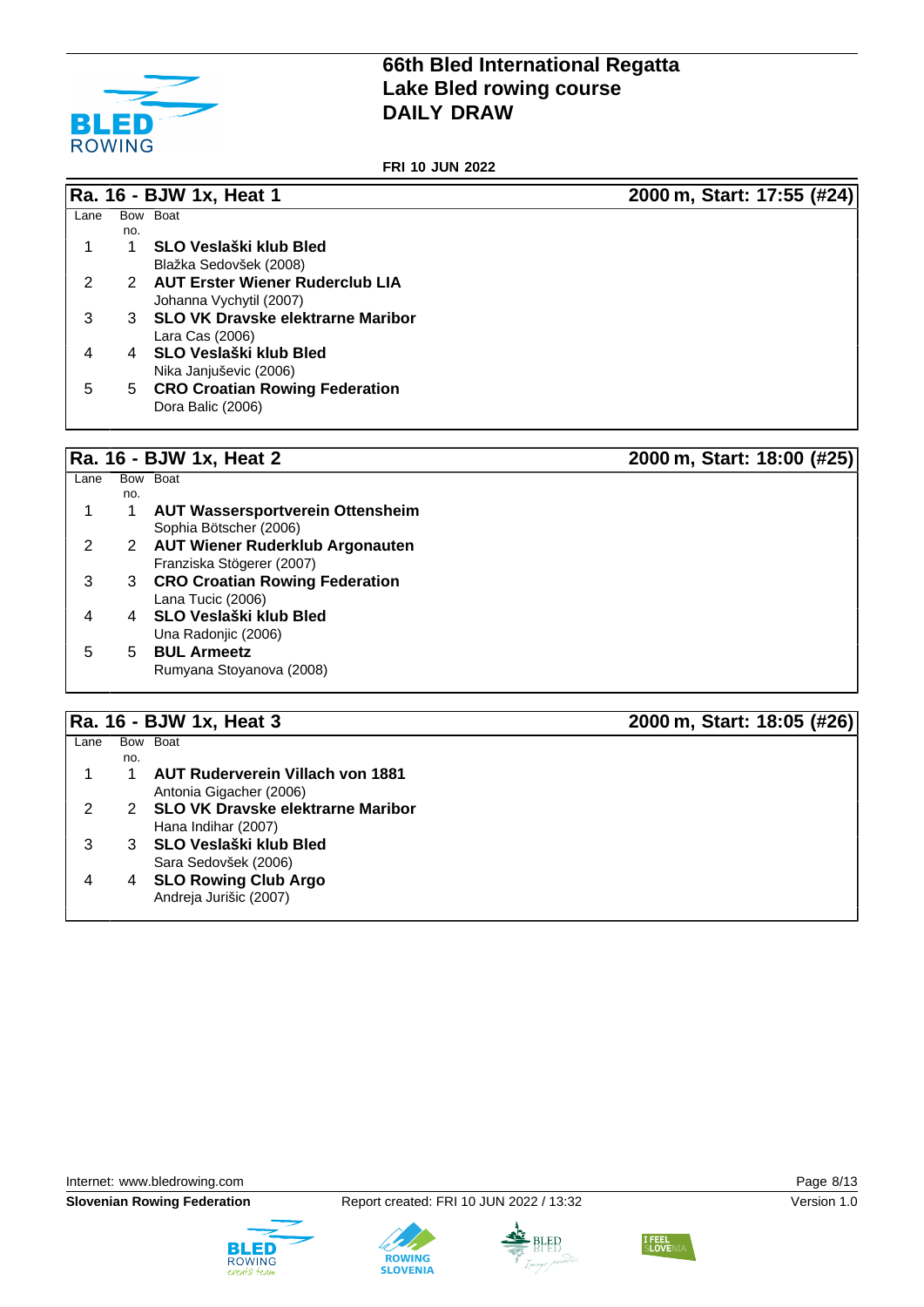# 66th Bled International Regatta
# Lake Bled rowing course
# DAILY DRAW

**FRI 10 JUN 2022**

## Ra. 16 - BJW 1x, Heat 1 — 2000 m, Start: 17:55 (#24)

| Lane | Bow no. | Boat |
|---|---|---|
| 1 | 1 | **SLO Veslaški klub Bled**<br>Blažka Sedovšek (2008) |
| 2 | 2 | **AUT Erster Wiener Ruderclub LIA**<br>Johanna Vychytil (2007) |
| 3 | 3 | **SLO VK Dravske elektrarne Maribor**<br>Lara Cas (2006) |
| 4 | 4 | **SLO Veslaški klub Bled**<br>Nika Janjuševic (2006) |
| 5 | 5 | **CRO Croatian Rowing Federation**<br>Dora Balic (2006) |

## Ra. 16 - BJW 1x, Heat 2 — 2000 m, Start: 18:00 (#25)

| Lane | Bow no. | Boat |
|---|---|---|
| 1 | 1 | **AUT Wassersportverein Ottensheim**<br>Sophia Bötscher (2006) |
| 2 | 2 | **AUT Wiener Ruderklub Argonauten**<br>Franziska Stögerer (2007) |
| 3 | 3 | **CRO Croatian Rowing Federation**<br>Lana Tucic (2006) |
| 4 | 4 | **SLO Veslaški klub Bled**<br>Una Radonjic (2006) |
| 5 | 5 | **BUL Armeetz**<br>Rumyana Stoyanova (2008) |

## Ra. 16 - BJW 1x, Heat 3 — 2000 m, Start: 18:05 (#26)

| Lane | Bow no. | Boat |
|---|---|---|
| 1 | 1 | **AUT Ruderverein Villach von 1881**<br>Antonia Gigacher (2006) |
| 2 | 2 | **SLO VK Dravske elektrarne Maribor**<br>Hana Indihar (2007) |
| 3 | 3 | **SLO Veslaški klub Bled**<br>Sara Sedovšek (2006) |
| 4 | 4 | **SLO Rowing Club Argo**<br>Andreja Jurišic (2007) |

Internet: www.bledrowing.com

**Slovenian Rowing Federation** — Report created: FRI 10 JUN 2022 / 13:32 — Version 1.0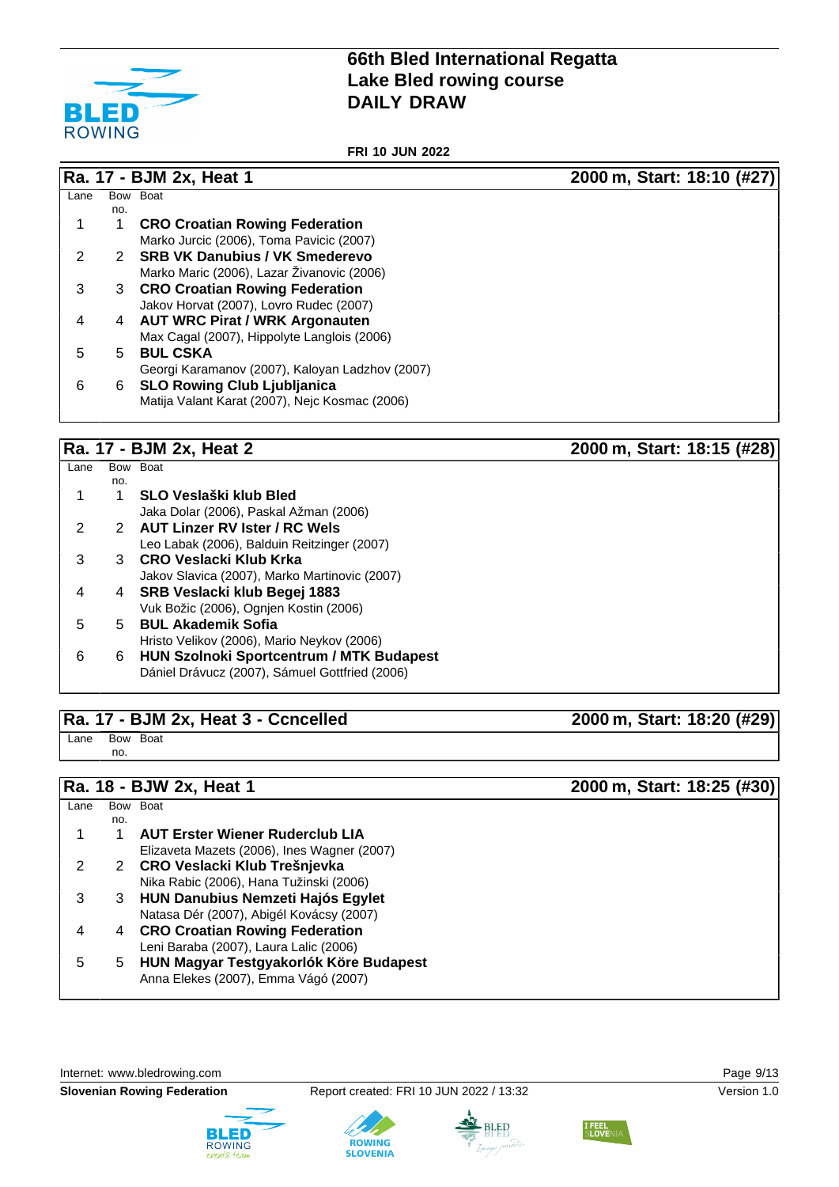# 66th Bled International Regatta
# Lake Bled rowing course
# DAILY DRAW

**FRI 10 JUN 2022**

## Ra. 17 - BJM 2x, Heat 1 — 2000 m, Start: 18:10 (#27)

| Lane | Bow no. | Boat |
|---|---|---|
| 1 | 1 | **CRO Croatian Rowing Federation**<br>Marko Jurcic (2006), Toma Pavicic (2007) |
| 2 | 2 | **SRB VK Danubius / VK Smederevo**<br>Marko Maric (2006), Lazar Živanovic (2006) |
| 3 | 3 | **CRO Croatian Rowing Federation**<br>Jakov Horvat (2007), Lovro Rudec (2007) |
| 4 | 4 | **AUT WRC Pirat / WRK Argonauten**<br>Max Cagal (2007), Hippolyte Langlois (2006) |
| 5 | 5 | **BUL CSKA**<br>Georgi Karamanov (2007), Kaloyan Ladzhov (2007) |
| 6 | 6 | **SLO Rowing Club Ljubljanica**<br>Matija Valant Karat (2007), Nejc Kosmac (2006) |

## Ra. 17 - BJM 2x, Heat 2 — 2000 m, Start: 18:15 (#28)

| Lane | Bow no. | Boat |
|---|---|---|
| 1 | 1 | **SLO Veslaški klub Bled**<br>Jaka Dolar (2006), Paskal Ažman (2006) |
| 2 | 2 | **AUT Linzer RV Ister / RC Wels**<br>Leo Labak (2006), Balduin Reitzinger (2007) |
| 3 | 3 | **CRO Veslacki Klub Krka**<br>Jakov Slavica (2007), Marko Martinovic (2007) |
| 4 | 4 | **SRB Veslacki klub Begej 1883**<br>Vuk Božic (2006), Ognjen Kostin (2006) |
| 5 | 5 | **BUL Akademik Sofia**<br>Hristo Velikov (2006), Mario Neykov (2006) |
| 6 | 6 | **HUN Szolnoki Sportcentrum / MTK Budapest**<br>Dániel Drávucz (2007), Sámuel Gottfried (2006) |

## Ra. 17 - BJM 2x, Heat 3 - Ccncelled — 2000 m, Start: 18:20 (#29)

| Lane | Bow no. | Boat |
|---|---|---|

## Ra. 18 - BJW 2x, Heat 1 — 2000 m, Start: 18:25 (#30)

| Lane | Bow no. | Boat |
|---|---|---|
| 1 | 1 | **AUT Erster Wiener Ruderclub LIA**<br>Elizaveta Mazets (2006), Ines Wagner (2007) |
| 2 | 2 | **CRO Veslacki Klub Trešnjevka**<br>Nika Rabic (2006), Hana Tužinski (2006) |
| 3 | 3 | **HUN Danubius Nemzeti Hajós Egylet**<br>Natasa Dér (2007), Abigél Kovácsy (2007) |
| 4 | 4 | **CRO Croatian Rowing Federation**<br>Leni Baraba (2007), Laura Lalic (2006) |
| 5 | 5 | **HUN Magyar Testgyakorlók Köre Budapest**<br>Anna Elekes (2007), Emma Vágó (2007) |

Internet: www.bledrowing.com

**Slovenian Rowing Federation** — Report created: FRI 10 JUN 2022 / 13:32 — Version 1.0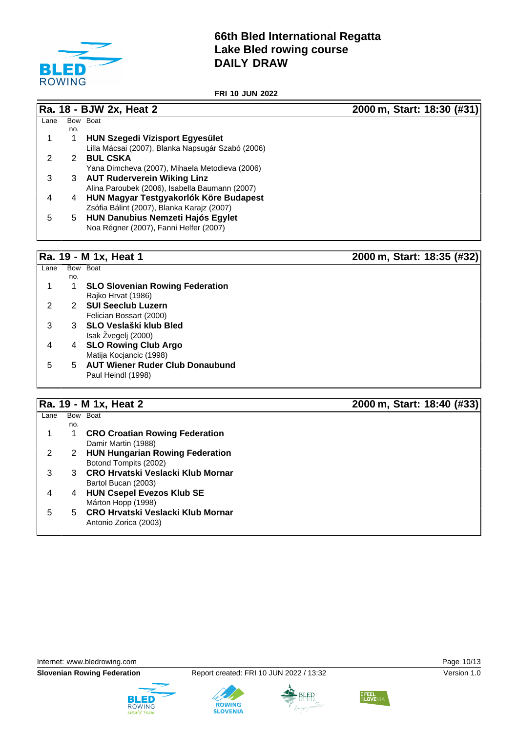# 66th Bled International Regatta
## Lake Bled rowing course
## DAILY DRAW

**FRI 10 JUN 2022**

### Ra. 18 - BJW 2x, Heat 2 — 2000 m, Start: 18:30 (#31)

| Lane | Bow no. | Boat |
|---|---|---|
| 1 | 1 | **HUN Szegedi Vízisport Egyesület**<br>Lilla Mácsai (2007), Blanka Napsugár Szabó (2006) |
| 2 | 2 | **BUL CSKA**<br>Yana Dimcheva (2007), Mihaela Metodieva (2006) |
| 3 | 3 | **AUT Ruderverein Wiking Linz**<br>Alina Paroubek (2006), Isabella Baumann (2007) |
| 4 | 4 | **HUN Magyar Testgyakorlók Köre Budapest**<br>Zsófia Bálint (2007), Blanka Karajz (2007) |
| 5 | 5 | **HUN Danubius Nemzeti Hajós Egylet**<br>Noa Régner (2007), Fanni Helfer (2007) |

### Ra. 19 - M 1x, Heat 1 — 2000 m, Start: 18:35 (#32)

| Lane | Bow no. | Boat |
|---|---|---|
| 1 | 1 | **SLO Slovenian Rowing Federation**<br>Rajko Hrvat (1986) |
| 2 | 2 | **SUI Seeclub Luzern**<br>Felician Bossart (2000) |
| 3 | 3 | **SLO Veslaški klub Bled**<br>Isak Žvegelj (2000) |
| 4 | 4 | **SLO Rowing Club Argo**<br>Matija Kocjancic (1998) |
| 5 | 5 | **AUT Wiener Ruder Club Donaubund**<br>Paul Heindl (1998) |

### Ra. 19 - M 1x, Heat 2 — 2000 m, Start: 18:40 (#33)

| Lane | Bow no. | Boat |
|---|---|---|
| 1 | 1 | **CRO Croatian Rowing Federation**<br>Damir Martin (1988) |
| 2 | 2 | **HUN Hungarian Rowing Federation**<br>Botond Tompits (2002) |
| 3 | 3 | **CRO Hrvatski Veslacki Klub Mornar**<br>Bartol Bucan (2003) |
| 4 | 4 | **HUN Csepel Evezos Klub SE**<br>Márton Hopp (1998) |
| 5 | 5 | **CRO Hrvatski Veslacki Klub Mornar**<br>Antonio Zorica (2003) |

Internet: www.bledrowing.com

**Slovenian Rowing Federation** — Report created: FRI 10 JUN 2022 / 13:32 — Version 1.0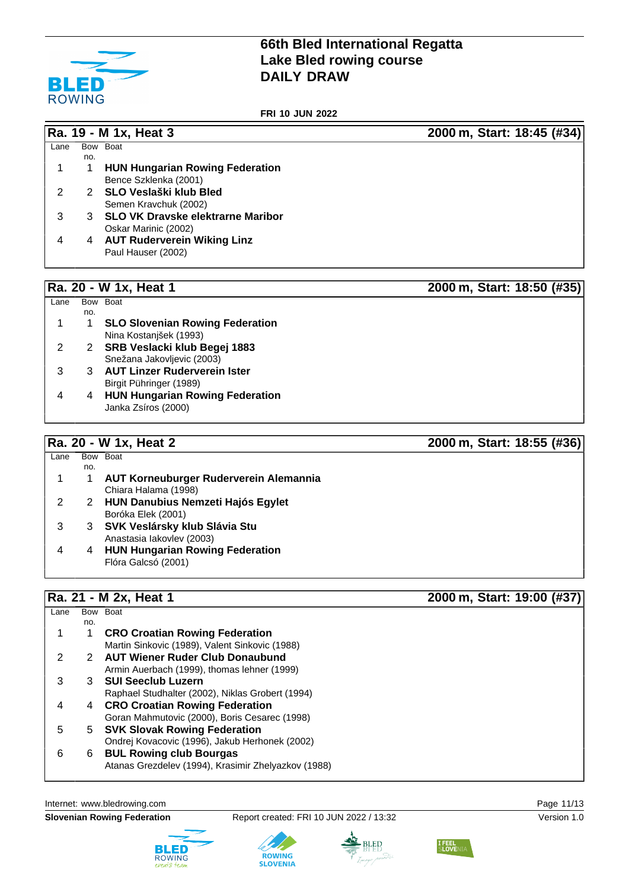# 66th Bled International Regatta
## Lake Bled rowing course
## DAILY DRAW

**FRI 10 JUN 2022**

### Ra. 19 - M 1x, Heat 3 — 2000 m, Start: 18:45 (#34)

| Lane | Bow no. | Boat |
|---|---|---|
| 1 | 1 | **HUN Hungarian Rowing Federation**<br>Bence Szklenka (2001) |
| 2 | 2 | **SLO Veslaški klub Bled**<br>Semen Kravchuk (2002) |
| 3 | 3 | **SLO VK Dravske elektrarne Maribor**<br>Oskar Marinic (2002) |
| 4 | 4 | **AUT Ruderverein Wiking Linz**<br>Paul Hauser (2002) |

### Ra. 20 - W 1x, Heat 1 — 2000 m, Start: 18:50 (#35)

| Lane | Bow no. | Boat |
|---|---|---|
| 1 | 1 | **SLO Slovenian Rowing Federation**<br>Nina Kostanjšek (1993) |
| 2 | 2 | **SRB Veslacki klub Begej 1883**<br>Snežana Jakovljevic (2003) |
| 3 | 3 | **AUT Linzer Ruderverein Ister**<br>Birgit Pühringer (1989) |
| 4 | 4 | **HUN Hungarian Rowing Federation**<br>Janka Zsíros (2000) |

### Ra. 20 - W 1x, Heat 2 — 2000 m, Start: 18:55 (#36)

| Lane | Bow no. | Boat |
|---|---|---|
| 1 | 1 | **AUT Korneuburger Ruderverein Alemannia**<br>Chiara Halama (1998) |
| 2 | 2 | **HUN Danubius Nemzeti Hajós Egylet**<br>Boróka Elek (2001) |
| 3 | 3 | **SVK Veslársky klub Slávia Stu**<br>Anastasia Iakovlev (2003) |
| 4 | 4 | **HUN Hungarian Rowing Federation**<br>Flóra Galcsó (2001) |

### Ra. 21 - M 2x, Heat 1 — 2000 m, Start: 19:00 (#37)

| Lane | Bow no. | Boat |
|---|---|---|
| 1 | 1 | **CRO Croatian Rowing Federation**<br>Martin Sinkovic (1989), Valent Sinkovic (1988) |
| 2 | 2 | **AUT Wiener Ruder Club Donaubund**<br>Armin Auerbach (1999), thomas lehner (1999) |
| 3 | 3 | **SUI Seeclub Luzern**<br>Raphael Studhalter (2002), Niklas Grobert (1994) |
| 4 | 4 | **CRO Croatian Rowing Federation**<br>Goran Mahmutovic (2000), Boris Cesarec (1998) |
| 5 | 5 | **SVK Slovak Rowing Federation**<br>Ondrej Kovacovic (1996), Jakub Herhonek (2002) |
| 6 | 6 | **BUL Rowing club Bourgas**<br>Atanas Grezdelev (1994), Krasimir Zhelyazkov (1988) |

Internet: www.bledrowing.com

**Slovenian Rowing Federation** — Report created: FRI 10 JUN 2022 / 13:32 — Version 1.0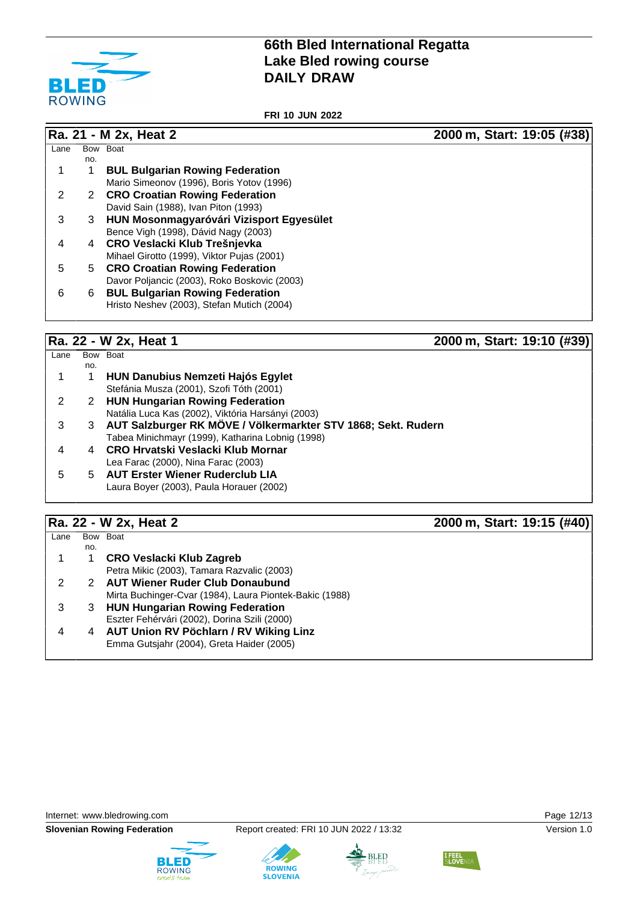# 66th Bled International Regatta
## Lake Bled rowing course
## DAILY DRAW

**FRI 10 JUN 2022**

### Ra. 21 - M 2x, Heat 2 — 2000 m, Start: 19:05 (#38)

| Lane | Bow no. | Boat |
|---|---|---|
| 1 | 1 | **BUL Bulgarian Rowing Federation**<br>Mario Simeonov (1996), Boris Yotov (1996) |
| 2 | 2 | **CRO Croatian Rowing Federation**<br>David Sain (1988), Ivan Piton (1993) |
| 3 | 3 | **HUN Mosonmagyaróvári Vizisport Egyesület**<br>Bence Vigh (1998), Dávid Nagy (2003) |
| 4 | 4 | **CRO Veslacki Klub Trešnjevka**<br>Mihael Girotto (1999), Viktor Pujas (2001) |
| 5 | 5 | **CRO Croatian Rowing Federation**<br>Davor Poljancic (2003), Roko Boskovic (2003) |
| 6 | 6 | **BUL Bulgarian Rowing Federation**<br>Hristo Neshev (2003), Stefan Mutich (2004) |

### Ra. 22 - W 2x, Heat 1 — 2000 m, Start: 19:10 (#39)

| Lane | Bow no. | Boat |
|---|---|---|
| 1 | 1 | **HUN Danubius Nemzeti Hajós Egylet**<br>Stefánia Musza (2001), Szofi Tóth (2001) |
| 2 | 2 | **HUN Hungarian Rowing Federation**<br>Natália Luca Kas (2002), Viktória Harsányi (2003) |
| 3 | 3 | **AUT Salzburger RK MÖVE / Völkermarkter STV 1868; Sekt. Rudern**<br>Tabea Minichmayr (1999), Katharina Lobnig (1998) |
| 4 | 4 | **CRO Hrvatski Veslacki Klub Mornar**<br>Lea Farac (2000), Nina Farac (2003) |
| 5 | 5 | **AUT Erster Wiener Ruderclub LIA**<br>Laura Boyer (2003), Paula Horauer (2002) |

### Ra. 22 - W 2x, Heat 2 — 2000 m, Start: 19:15 (#40)

| Lane | Bow no. | Boat |
|---|---|---|
| 1 | 1 | **CRO Veslacki Klub Zagreb**<br>Petra Mikic (2003), Tamara Razvalic (2003) |
| 2 | 2 | **AUT Wiener Ruder Club Donaubund**<br>Mirta Buchinger-Cvar (1984), Laura Piontek-Bakic (1988) |
| 3 | 3 | **HUN Hungarian Rowing Federation**<br>Eszter Fehérvári (2002), Dorina Szili (2000) |
| 4 | 4 | **AUT Union RV Pöchlarn / RV Wiking Linz**<br>Emma Gutsjahr (2004), Greta Haider (2005) |

Internet: www.bledrowing.com

**Slovenian Rowing Federation** — Report created: FRI 10 JUN 2022 / 13:32 — Version 1.0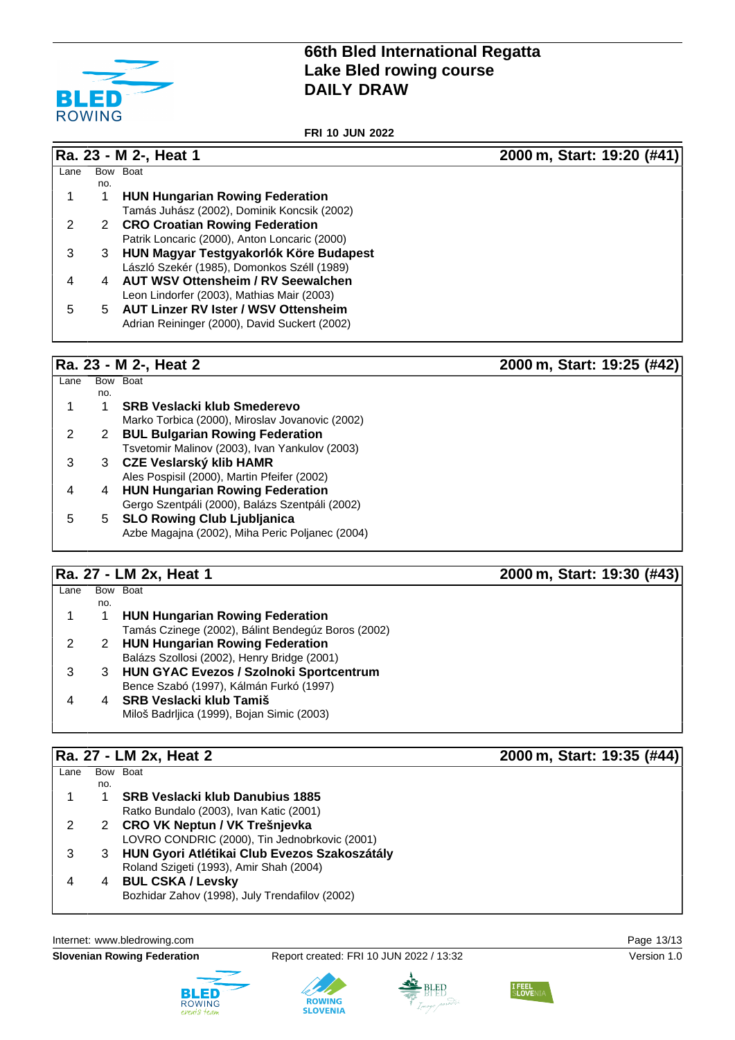# 66th Bled International Regatta
# Lake Bled rowing course
# DAILY DRAW

**FRI 10 JUN 2022**

## Ra. 23 - M 2-, Heat 1 — 2000 m, Start: 19:20 (#41)

| Lane | Bow no. | Boat |
|---|---|---|
| 1 | 1 | **HUN Hungarian Rowing Federation**<br>Tamás Juhász (2002), Dominik Koncsik (2002) |
| 2 | 2 | **CRO Croatian Rowing Federation**<br>Patrik Loncaric (2000), Anton Loncaric (2000) |
| 3 | 3 | **HUN Magyar Testgyakorlók Köre Budapest**<br>László Szekér (1985), Domonkos Széll (1989) |
| 4 | 4 | **AUT WSV Ottensheim / RV Seewalchen**<br>Leon Lindorfer (2003), Mathias Mair (2003) |
| 5 | 5 | **AUT Linzer RV Ister / WSV Ottensheim**<br>Adrian Reininger (2000), David Suckert (2002) |

## Ra. 23 - M 2-, Heat 2 — 2000 m, Start: 19:25 (#42)

| Lane | Bow no. | Boat |
|---|---|---|
| 1 | 1 | **SRB Veslacki klub Smederevo**<br>Marko Torbica (2000), Miroslav Jovanovic (2002) |
| 2 | 2 | **BUL Bulgarian Rowing Federation**<br>Tsvetomir Malinov (2003), Ivan Yankulov (2003) |
| 3 | 3 | **CZE Veslarský klub HAMR**<br>Ales Pospisil (2000), Martin Pfeifer (2002) |
| 4 | 4 | **HUN Hungarian Rowing Federation**<br>Gergo Szentpáli (2000), Balázs Szentpáli (2002) |
| 5 | 5 | **SLO Rowing Club Ljubljanica**<br>Azbe Magajna (2002), Miha Peric Poljanec (2004) |

## Ra. 27 - LM 2x, Heat 1 — 2000 m, Start: 19:30 (#43)

| Lane | Bow no. | Boat |
|---|---|---|
| 1 | 1 | **HUN Hungarian Rowing Federation**<br>Tamás Czinege (2002), Bálint Bendegúz Boros (2002) |
| 2 | 2 | **HUN Hungarian Rowing Federation**<br>Balázs Szollosi (2002), Henry Bridge (2001) |
| 3 | 3 | **HUN GYAC Evezos / Szolnoki Sportcentrum**<br>Bence Szabó (1997), Kálmán Furkó (1997) |
| 4 | 4 | **SRB Veslacki klub Tamiš**<br>Miloš Badrljica (1999), Bojan Simic (2003) |

## Ra. 27 - LM 2x, Heat 2 — 2000 m, Start: 19:35 (#44)

| Lane | Bow no. | Boat |
|---|---|---|
| 1 | 1 | **SRB Veslacki klub Danubius 1885**<br>Ratko Bundalo (2003), Ivan Katic (2001) |
| 2 | 2 | **CRO VK Neptun / VK Trešnjevka**<br>LOVRO CONDRIC (2000), Tin Jednobrkovic (2001) |
| 3 | 3 | **HUN Gyori Atlétikai Club Evezos Szakoszátály**<br>Roland Szigeti (1993), Amir Shah (2004) |
| 4 | 4 | **BUL CSKA / Levsky**<br>Bozhidar Zahov (1998), July Trendafilov (2002) |

Internet: www.bledrowing.com

**Slovenian Rowing Federation** — Report created: FRI 10 JUN 2022 / 13:32 — Version 1.0